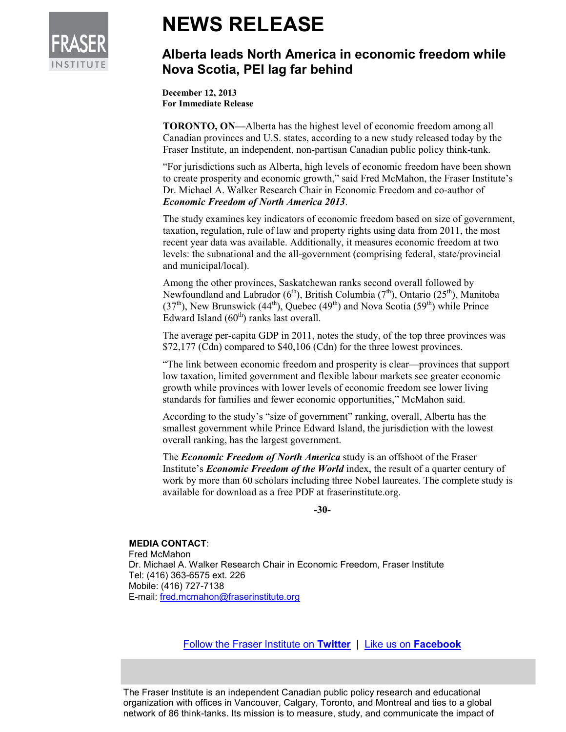FRASER INSTITUTE

# NEWS RELEASE

## Alberta leads North America in economic freedom while Nova Scotia, PEI lag far behind

**December 12, 2013**
**For Immediate Release**

**TORONTO, ON—**Alberta has the highest level of economic freedom among all Canadian provinces and U.S. states, according to a new study released today by the Fraser Institute, an independent, non-partisan Canadian public policy think-tank.

"For jurisdictions such as Alberta, high levels of economic freedom have been shown to create prosperity and economic growth," said Fred McMahon, the Fraser Institute's Dr. Michael A. Walker Research Chair in Economic Freedom and co-author of ***Economic Freedom of North America 2013***.

The study examines key indicators of economic freedom based on size of government, taxation, regulation, rule of law and property rights using data from 2011, the most recent year data was available. Additionally, it measures economic freedom at two levels: the subnational and the all-government (comprising federal, state/provincial and municipal/local).

Among the other provinces, Saskatchewan ranks second overall followed by Newfoundland and Labrador (6th), British Columbia (7th), Ontario (25th), Manitoba (37th), New Brunswick (44th), Quebec (49th) and Nova Scotia (59th) while Prince Edward Island (60th) ranks last overall.

The average per-capita GDP in 2011, notes the study, of the top three provinces was $72,177 (Cdn) compared to $40,106 (Cdn) for the three lowest provinces.

"The link between economic freedom and prosperity is clear—provinces that support low taxation, limited government and flexible labour markets see greater economic growth while provinces with lower levels of economic freedom see lower living standards for families and fewer economic opportunities," McMahon said.

According to the study's "size of government" ranking, overall, Alberta has the smallest government while Prince Edward Island, the jurisdiction with the lowest overall ranking, has the largest government.

The ***Economic Freedom of North America*** study is an offshoot of the Fraser Institute's ***Economic Freedom of the World*** index, the result of a quarter century of work by more than 60 scholars including three Nobel laureates. The complete study is available for download as a free PDF at fraserinstitute.org.

**-30-**

**MEDIA CONTACT**:
Fred McMahon
Dr. Michael A. Walker Research Chair in Economic Freedom, Fraser Institute
Tel: (416) 363-6575 ext. 226
Mobile: (416) 727-7138
E-mail: fred.mcmahon@fraserinstitute.org

Follow the Fraser Institute on **Twitter** | Like us on **Facebook**

The Fraser Institute is an independent Canadian public policy research and educational organization with offices in Vancouver, Calgary, Toronto, and Montreal and ties to a global network of 86 think-tanks. Its mission is to measure, study, and communicate the impact of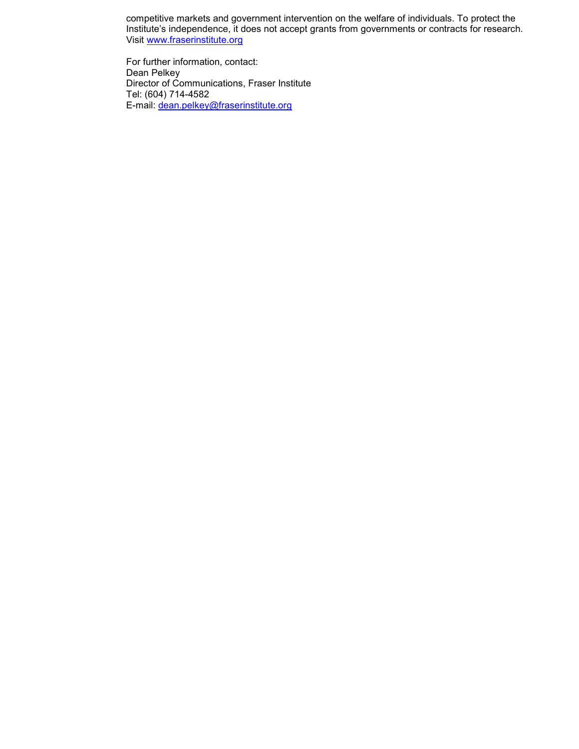competitive markets and government intervention on the welfare of individuals. To protect the Institute's independence, it does not accept grants from governments or contracts for research. Visit www.fraserinstitute.org

For further information, contact:
Dean Pelkey
Director of Communications, Fraser Institute
Tel: (604) 714-4582
E-mail: dean.pelkey@fraserinstitute.org